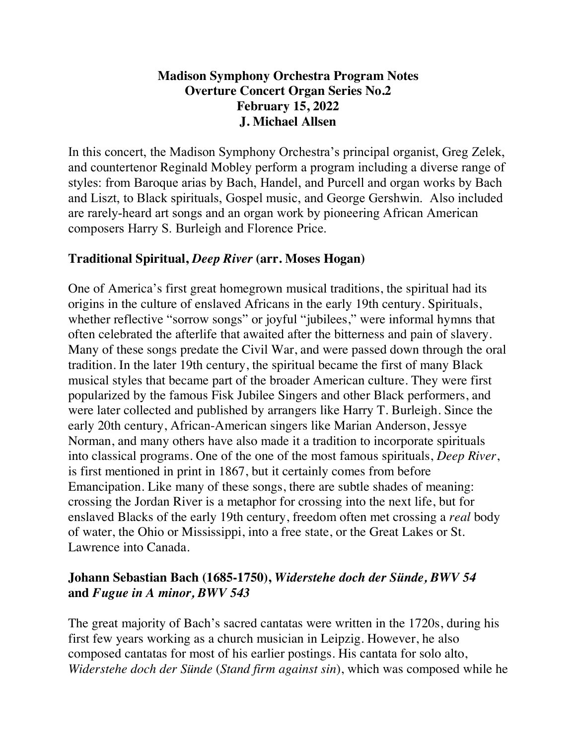**Madison Symphony Orchestra Program Notes**
**Overture Concert Organ Series No.2**
**February 15, 2022**
**J. Michael Allsen**

In this concert, the Madison Symphony Orchestra's principal organist, Greg Zelek, and countertenor Reginald Mobley perform a program including a diverse range of styles: from Baroque arias by Bach, Handel, and Purcell and organ works by Bach and Liszt, to Black spirituals, Gospel music, and George Gershwin. Also included are rarely-heard art songs and an organ work by pioneering African American composers Harry S. Burleigh and Florence Price.

## Traditional Spiritual, *Deep River* (arr. Moses Hogan)

One of America's first great homegrown musical traditions, the spiritual had its origins in the culture of enslaved Africans in the early 19th century. Spirituals, whether reflective "sorrow songs" or joyful "jubilees," were informal hymns that often celebrated the afterlife that awaited after the bitterness and pain of slavery. Many of these songs predate the Civil War, and were passed down through the oral tradition. In the later 19th century, the spiritual became the first of many Black musical styles that became part of the broader American culture. They were first popularized by the famous Fisk Jubilee Singers and other Black performers, and were later collected and published by arrangers like Harry T. Burleigh. Since the early 20th century, African-American singers like Marian Anderson, Jessye Norman, and many others have also made it a tradition to incorporate spirituals into classical programs. One of the one of the most famous spirituals, *Deep River*, is first mentioned in print in 1867, but it certainly comes from before Emancipation. Like many of these songs, there are subtle shades of meaning: crossing the Jordan River is a metaphor for crossing into the next life, but for enslaved Blacks of the early 19th century, freedom often met crossing a *real* body of water, the Ohio or Mississippi, into a free state, or the Great Lakes or St. Lawrence into Canada.

## Johann Sebastian Bach (1685-1750), *Widerstehe doch der Sünde, BWV 54* and *Fugue in A minor, BWV 543*

The great majority of Bach's sacred cantatas were written in the 1720s, during his first few years working as a church musician in Leipzig. However, he also composed cantatas for most of his earlier postings. His cantata for solo alto, *Widerstehe doch der Sünde* (*Stand firm against sin*), which was composed while he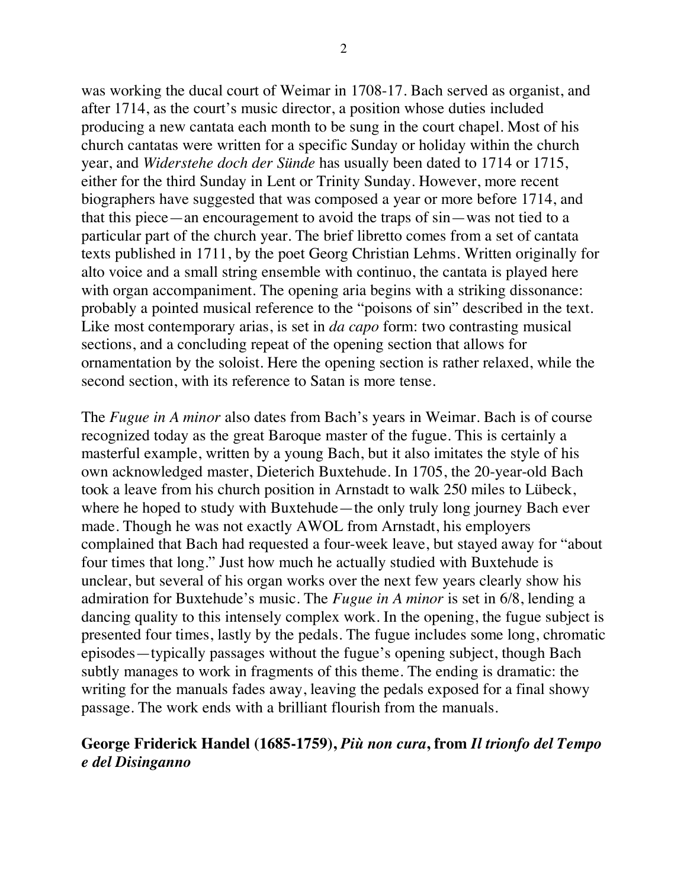was working the ducal court of Weimar in 1708-17. Bach served as organist, and after 1714, as the court's music director, a position whose duties included producing a new cantata each month to be sung in the court chapel. Most of his church cantatas were written for a specific Sunday or holiday within the church year, and *Widerstehe doch der Sünde* has usually been dated to 1714 or 1715, either for the third Sunday in Lent or Trinity Sunday. However, more recent biographers have suggested that was composed a year or more before 1714, and that this piece—an encouragement to avoid the traps of sin—was not tied to a particular part of the church year. The brief libretto comes from a set of cantata texts published in 1711, by the poet Georg Christian Lehms. Written originally for alto voice and a small string ensemble with continuo, the cantata is played here with organ accompaniment. The opening aria begins with a striking dissonance: probably a pointed musical reference to the "poisons of sin" described in the text. Like most contemporary arias, is set in *da capo* form: two contrasting musical sections, and a concluding repeat of the opening section that allows for ornamentation by the soloist. Here the opening section is rather relaxed, while the second section, with its reference to Satan is more tense.

The *Fugue in A minor* also dates from Bach's years in Weimar. Bach is of course recognized today as the great Baroque master of the fugue. This is certainly a masterful example, written by a young Bach, but it also imitates the style of his own acknowledged master, Dieterich Buxtehude. In 1705, the 20-year-old Bach took a leave from his church position in Arnstadt to walk 250 miles to Lübeck, where he hoped to study with Buxtehude—the only truly long journey Bach ever made. Though he was not exactly AWOL from Arnstadt, his employers complained that Bach had requested a four-week leave, but stayed away for "about four times that long." Just how much he actually studied with Buxtehude is unclear, but several of his organ works over the next few years clearly show his admiration for Buxtehude's music. The *Fugue in A minor* is set in 6/8, lending a dancing quality to this intensely complex work. In the opening, the fugue subject is presented four times, lastly by the pedals. The fugue includes some long, chromatic episodes—typically passages without the fugue's opening subject, though Bach subtly manages to work in fragments of this theme. The ending is dramatic: the writing for the manuals fades away, leaving the pedals exposed for a final showy passage. The work ends with a brilliant flourish from the manuals.

**George Friderick Handel (1685-1759), *Più non cura*, from *Il trionfo del Tempo e del Disinganno***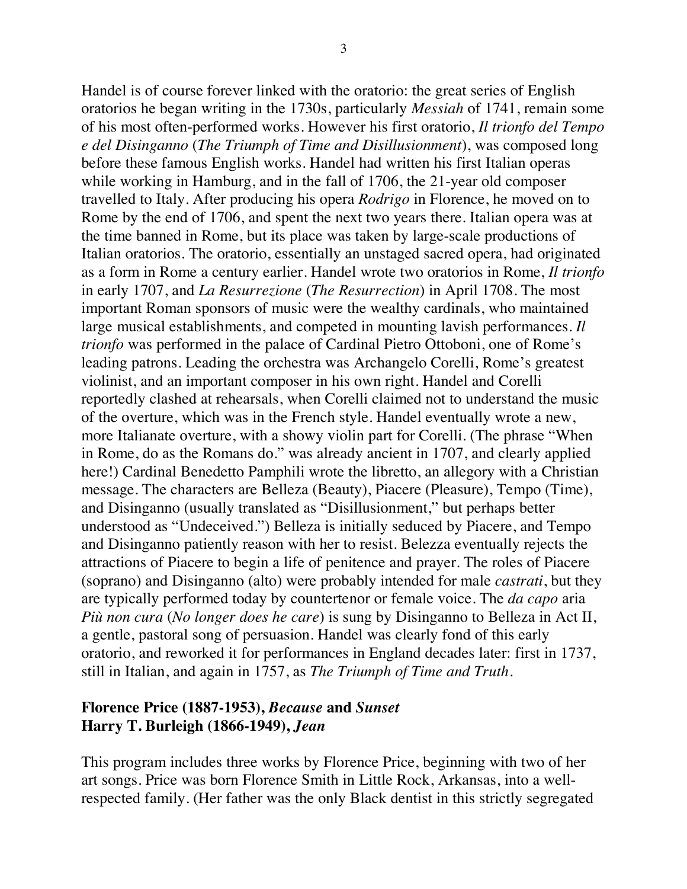Handel is of course forever linked with the oratorio: the great series of English oratorios he began writing in the 1730s, particularly *Messiah* of 1741, remain some of his most often-performed works. However his first oratorio, *Il trionfo del Tempo e del Disinganno* (*The Triumph of Time and Disillusionment*), was composed long before these famous English works. Handel had written his first Italian operas while working in Hamburg, and in the fall of 1706, the 21-year old composer travelled to Italy. After producing his opera *Rodrigo* in Florence, he moved on to Rome by the end of 1706, and spent the next two years there. Italian opera was at the time banned in Rome, but its place was taken by large-scale productions of Italian oratorios. The oratorio, essentially an unstaged sacred opera, had originated as a form in Rome a century earlier. Handel wrote two oratorios in Rome, *Il trionfo* in early 1707, and *La Resurrezione* (*The Resurrection*) in April 1708. The most important Roman sponsors of music were the wealthy cardinals, who maintained large musical establishments, and competed in mounting lavish performances. *Il trionfo* was performed in the palace of Cardinal Pietro Ottoboni, one of Rome's leading patrons. Leading the orchestra was Archangelo Corelli, Rome's greatest violinist, and an important composer in his own right. Handel and Corelli reportedly clashed at rehearsals, when Corelli claimed not to understand the music of the overture, which was in the French style. Handel eventually wrote a new, more Italianate overture, with a showy violin part for Corelli. (The phrase "When in Rome, do as the Romans do." was already ancient in 1707, and clearly applied here!) Cardinal Benedetto Pamphili wrote the libretto, an allegory with a Christian message. The characters are Belleza (Beauty), Piacere (Pleasure), Tempo (Time), and Disinganno (usually translated as "Disillusionment," but perhaps better understood as "Undeceived.") Belleza is initially seduced by Piacere, and Tempo and Disinganno patiently reason with her to resist. Belezza eventually rejects the attractions of Piacere to begin a life of penitence and prayer. The roles of Piacere (soprano) and Disinganno (alto) were probably intended for male *castrati*, but they are typically performed today by countertenor or female voice. The *da capo* aria *Più non cura* (*No longer does he care*) is sung by Disinganno to Belleza in Act II, a gentle, pastoral song of persuasion. Handel was clearly fond of this early oratorio, and reworked it for performances in England decades later: first in 1737, still in Italian, and again in 1757, as *The Triumph of Time and Truth*.

**Florence Price (1887-1953), *Because* and *Sunset***
**Harry T. Burleigh (1866-1949), *Jean***

This program includes three works by Florence Price, beginning with two of her art songs. Price was born Florence Smith in Little Rock, Arkansas, into a well-respected family. (Her father was the only Black dentist in this strictly segregated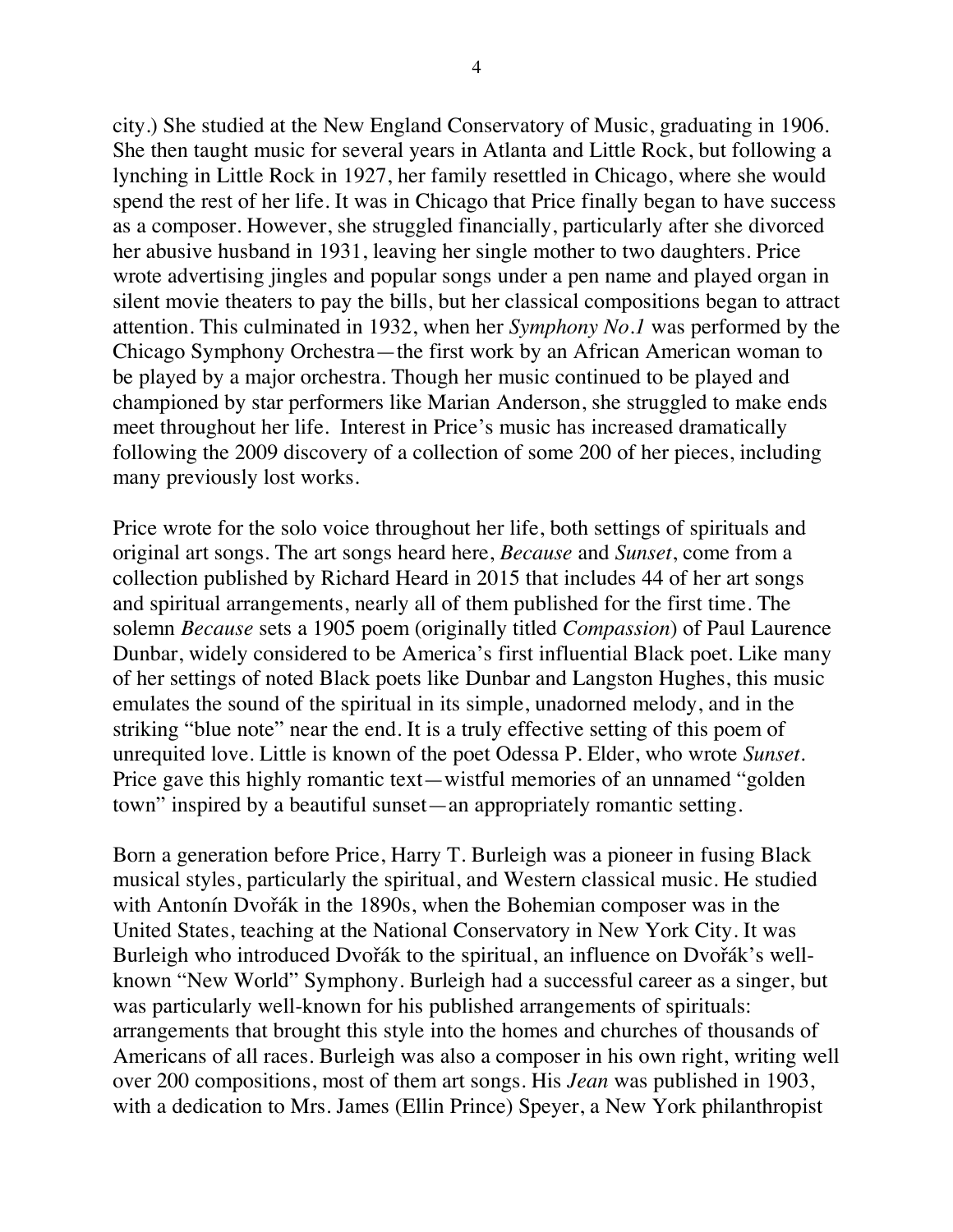city.) She studied at the New England Conservatory of Music, graduating in 1906. She then taught music for several years in Atlanta and Little Rock, but following a lynching in Little Rock in 1927, her family resettled in Chicago, where she would spend the rest of her life. It was in Chicago that Price finally began to have success as a composer. However, she struggled financially, particularly after she divorced her abusive husband in 1931, leaving her single mother to two daughters. Price wrote advertising jingles and popular songs under a pen name and played organ in silent movie theaters to pay the bills, but her classical compositions began to attract attention. This culminated in 1932, when her *Symphony No.1* was performed by the Chicago Symphony Orchestra—the first work by an African American woman to be played by a major orchestra. Though her music continued to be played and championed by star performers like Marian Anderson, she struggled to make ends meet throughout her life. Interest in Price's music has increased dramatically following the 2009 discovery of a collection of some 200 of her pieces, including many previously lost works.

Price wrote for the solo voice throughout her life, both settings of spirituals and original art songs. The art songs heard here, *Because* and *Sunset*, come from a collection published by Richard Heard in 2015 that includes 44 of her art songs and spiritual arrangements, nearly all of them published for the first time. The solemn *Because* sets a 1905 poem (originally titled *Compassion*) of Paul Laurence Dunbar, widely considered to be America's first influential Black poet. Like many of her settings of noted Black poets like Dunbar and Langston Hughes, this music emulates the sound of the spiritual in its simple, unadorned melody, and in the striking "blue note" near the end. It is a truly effective setting of this poem of unrequited love. Little is known of the poet Odessa P. Elder, who wrote *Sunset*. Price gave this highly romantic text—wistful memories of an unnamed "golden town" inspired by a beautiful sunset—an appropriately romantic setting.

Born a generation before Price, Harry T. Burleigh was a pioneer in fusing Black musical styles, particularly the spiritual, and Western classical music. He studied with Antonín Dvořák in the 1890s, when the Bohemian composer was in the United States, teaching at the National Conservatory in New York City. It was Burleigh who introduced Dvořák to the spiritual, an influence on Dvořák's well-known "New World" Symphony. Burleigh had a successful career as a singer, but was particularly well-known for his published arrangements of spirituals: arrangements that brought this style into the homes and churches of thousands of Americans of all races. Burleigh was also a composer in his own right, writing well over 200 compositions, most of them art songs. His *Jean* was published in 1903, with a dedication to Mrs. James (Ellin Prince) Speyer, a New York philanthropist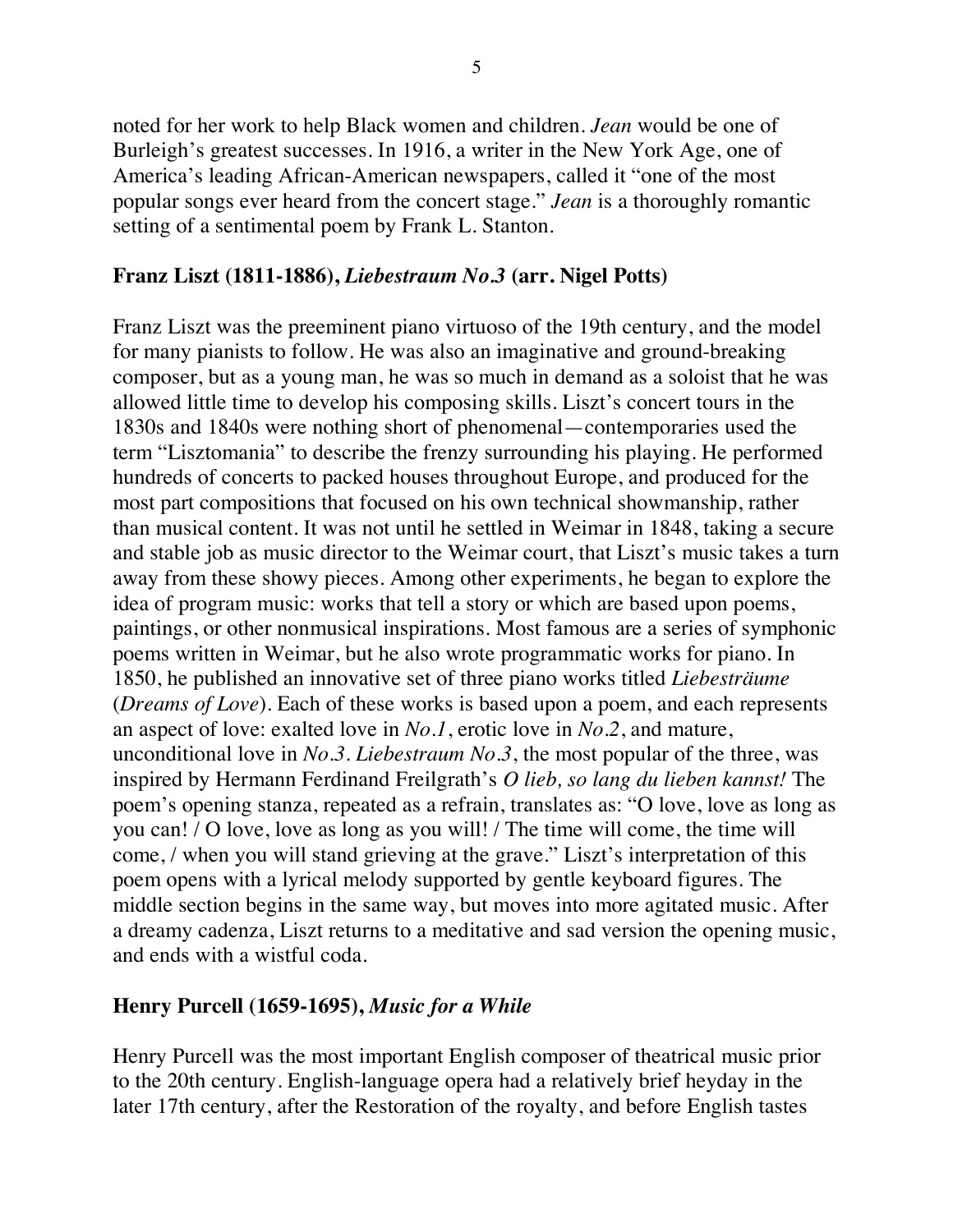noted for her work to help Black women and children. *Jean* would be one of Burleigh's greatest successes. In 1916, a writer in the New York Age, one of America's leading African-American newspapers, called it "one of the most popular songs ever heard from the concert stage." *Jean* is a thoroughly romantic setting of a sentimental poem by Frank L. Stanton.

**Franz Liszt (1811-1886), *Liebestraum No.3* (arr. Nigel Potts)**

Franz Liszt was the preeminent piano virtuoso of the 19th century, and the model for many pianists to follow. He was also an imaginative and ground-breaking composer, but as a young man, he was so much in demand as a soloist that he was allowed little time to develop his composing skills. Liszt's concert tours in the 1830s and 1840s were nothing short of phenomenal—contemporaries used the term "Lisztomania" to describe the frenzy surrounding his playing. He performed hundreds of concerts to packed houses throughout Europe, and produced for the most part compositions that focused on his own technical showmanship, rather than musical content. It was not until he settled in Weimar in 1848, taking a secure and stable job as music director to the Weimar court, that Liszt's music takes a turn away from these showy pieces. Among other experiments, he began to explore the idea of program music: works that tell a story or which are based upon poems, paintings, or other nonmusical inspirations. Most famous are a series of symphonic poems written in Weimar, but he also wrote programmatic works for piano. In 1850, he published an innovative set of three piano works titled *Liebesträume* (*Dreams of Love*). Each of these works is based upon a poem, and each represents an aspect of love: exalted love in *No.1*, erotic love in *No.2*, and mature, unconditional love in *No.3*. *Liebestraum No.3*, the most popular of the three, was inspired by Hermann Ferdinand Freilgrath's *O lieb, so lang du lieben kannst!* The poem's opening stanza, repeated as a refrain, translates as: "O love, love as long as you can! / O love, love as long as you will! / The time will come, the time will come, / when you will stand grieving at the grave." Liszt's interpretation of this poem opens with a lyrical melody supported by gentle keyboard figures. The middle section begins in the same way, but moves into more agitated music. After a dreamy cadenza, Liszt returns to a meditative and sad version the opening music, and ends with a wistful coda.

**Henry Purcell (1659-1695), *Music for a While***

Henry Purcell was the most important English composer of theatrical music prior to the 20th century. English-language opera had a relatively brief heyday in the later 17th century, after the Restoration of the royalty, and before English tastes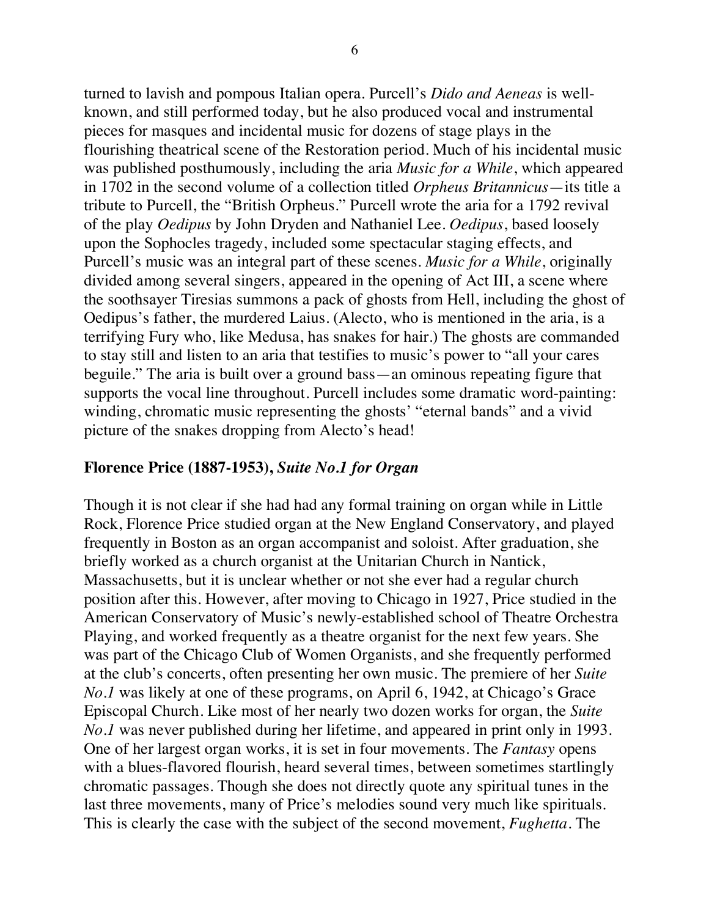turned to lavish and pompous Italian opera. Purcell's *Dido and Aeneas* is well-known, and still performed today, but he also produced vocal and instrumental pieces for masques and incidental music for dozens of stage plays in the flourishing theatrical scene of the Restoration period. Much of his incidental music was published posthumously, including the aria *Music for a While*, which appeared in 1702 in the second volume of a collection titled *Orpheus Britannicus*—its title a tribute to Purcell, the "British Orpheus." Purcell wrote the aria for a 1792 revival of the play *Oedipus* by John Dryden and Nathaniel Lee. *Oedipus*, based loosely upon the Sophocles tragedy, included some spectacular staging effects, and Purcell's music was an integral part of these scenes. *Music for a While*, originally divided among several singers, appeared in the opening of Act III, a scene where the soothsayer Tiresias summons a pack of ghosts from Hell, including the ghost of Oedipus's father, the murdered Laius. (Alecto, who is mentioned in the aria, is a terrifying Fury who, like Medusa, has snakes for hair.) The ghosts are commanded to stay still and listen to an aria that testifies to music's power to "all your cares beguile." The aria is built over a ground bass—an ominous repeating figure that supports the vocal line throughout. Purcell includes some dramatic word-painting: winding, chromatic music representing the ghosts' "eternal bands" and a vivid picture of the snakes dropping from Alecto's head!

### Florence Price (1887-1953), *Suite No.1 for Organ*

Though it is not clear if she had had any formal training on organ while in Little Rock, Florence Price studied organ at the New England Conservatory, and played frequently in Boston as an organ accompanist and soloist. After graduation, she briefly worked as a church organist at the Unitarian Church in Nantick, Massachusetts, but it is unclear whether or not she ever had a regular church position after this. However, after moving to Chicago in 1927, Price studied in the American Conservatory of Music's newly-established school of Theatre Orchestra Playing, and worked frequently as a theatre organist for the next few years. She was part of the Chicago Club of Women Organists, and she frequently performed at the club's concerts, often presenting her own music. The premiere of her *Suite No.1* was likely at one of these programs, on April 6, 1942, at Chicago's Grace Episcopal Church. Like most of her nearly two dozen works for organ, the *Suite No.1* was never published during her lifetime, and appeared in print only in 1993. One of her largest organ works, it is set in four movements. The *Fantasy* opens with a blues-flavored flourish, heard several times, between sometimes startlingly chromatic passages. Though she does not directly quote any spiritual tunes in the last three movements, many of Price's melodies sound very much like spirituals. This is clearly the case with the subject of the second movement, *Fughetta*. The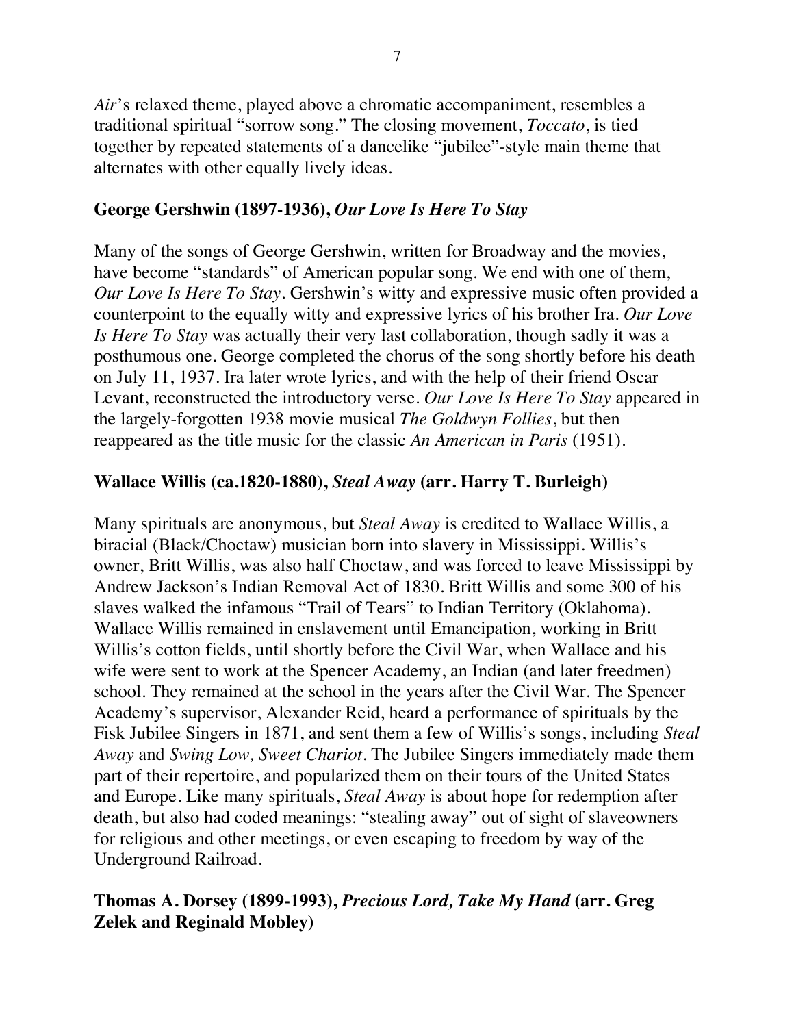*Air*'s relaxed theme, played above a chromatic accompaniment, resembles a traditional spiritual "sorrow song." The closing movement, *Toccato*, is tied together by repeated statements of a dancelike "jubilee"-style main theme that alternates with other equally lively ideas.

### George Gershwin (1897-1936), *Our Love Is Here To Stay*

Many of the songs of George Gershwin, written for Broadway and the movies, have become "standards" of American popular song. We end with one of them, *Our Love Is Here To Stay*. Gershwin's witty and expressive music often provided a counterpoint to the equally witty and expressive lyrics of his brother Ira. *Our Love Is Here To Stay* was actually their very last collaboration, though sadly it was a posthumous one. George completed the chorus of the song shortly before his death on July 11, 1937. Ira later wrote lyrics, and with the help of their friend Oscar Levant, reconstructed the introductory verse. *Our Love Is Here To Stay* appeared in the largely-forgotten 1938 movie musical *The Goldwyn Follies*, but then reappeared as the title music for the classic *An American in Paris* (1951).

### Wallace Willis (ca.1820-1880), *Steal Away* (arr. Harry T. Burleigh)

Many spirituals are anonymous, but *Steal Away* is credited to Wallace Willis, a biracial (Black/Choctaw) musician born into slavery in Mississippi. Willis's owner, Britt Willis, was also half Choctaw, and was forced to leave Mississippi by Andrew Jackson's Indian Removal Act of 1830. Britt Willis and some 300 of his slaves walked the infamous "Trail of Tears" to Indian Territory (Oklahoma). Wallace Willis remained in enslavement until Emancipation, working in Britt Willis's cotton fields, until shortly before the Civil War, when Wallace and his wife were sent to work at the Spencer Academy, an Indian (and later freedmen) school. They remained at the school in the years after the Civil War. The Spencer Academy's supervisor, Alexander Reid, heard a performance of spirituals by the Fisk Jubilee Singers in 1871, and sent them a few of Willis's songs, including *Steal Away* and *Swing Low, Sweet Chariot*. The Jubilee Singers immediately made them part of their repertoire, and popularized them on their tours of the United States and Europe. Like many spirituals, *Steal Away* is about hope for redemption after death, but also had coded meanings: "stealing away" out of sight of slaveowners for religious and other meetings, or even escaping to freedom by way of the Underground Railroad.

### Thomas A. Dorsey (1899-1993), *Precious Lord, Take My Hand* (arr. Greg Zelek and Reginald Mobley)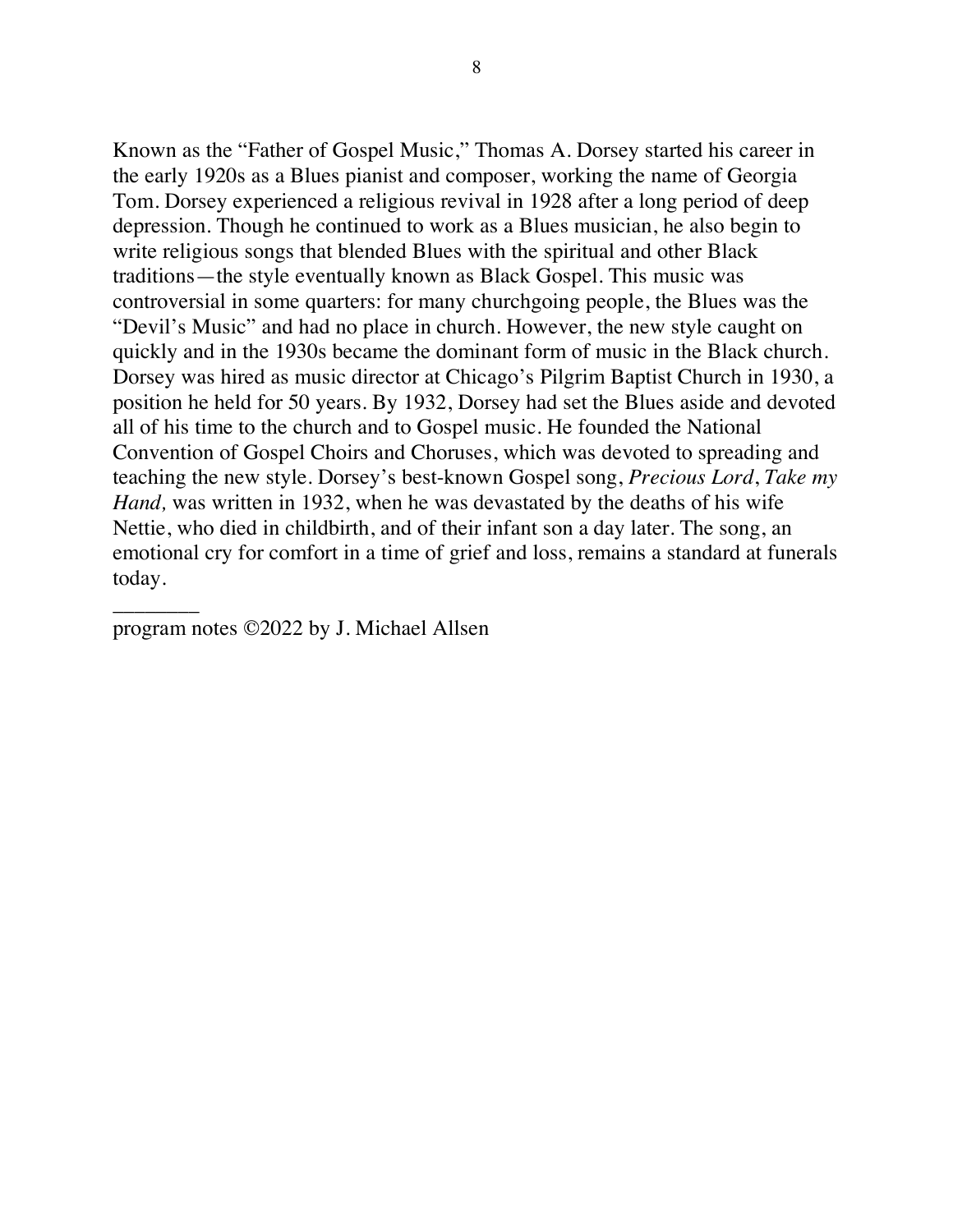Known as the "Father of Gospel Music," Thomas A. Dorsey started his career in the early 1920s as a Blues pianist and composer, working the name of Georgia Tom. Dorsey experienced a religious revival in 1928 after a long period of deep depression. Though he continued to work as a Blues musician, he also begin to write religious songs that blended Blues with the spiritual and other Black traditions—the style eventually known as Black Gospel. This music was controversial in some quarters: for many churchgoing people, the Blues was the "Devil's Music" and had no place in church. However, the new style caught on quickly and in the 1930s became the dominant form of music in the Black church. Dorsey was hired as music director at Chicago's Pilgrim Baptist Church in 1930, a position he held for 50 years. By 1932, Dorsey had set the Blues aside and devoted all of his time to the church and to Gospel music. He founded the National Convention of Gospel Choirs and Choruses, which was devoted to spreading and teaching the new style. Dorsey's best-known Gospel song, *Precious Lord*, *Take my Hand,* was written in 1932, when he was devastated by the deaths of his wife Nettie, who died in childbirth, and of their infant son a day later. The song, an emotional cry for comfort in a time of grief and loss, remains a standard at funerals today.

________

program notes ©2022 by J. Michael Allsen